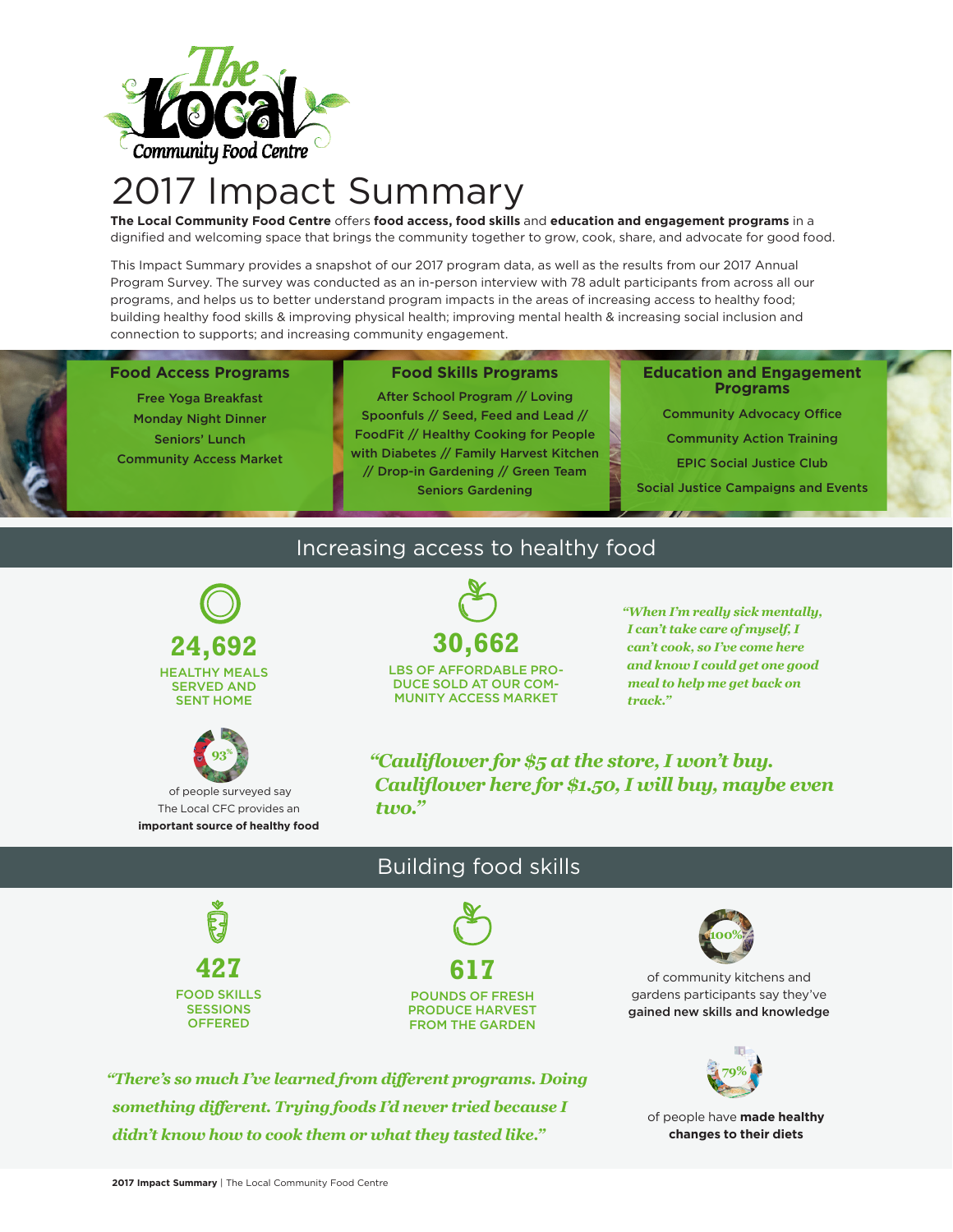The Local Community Food Centre

# 2017 Impact Summary

**The Local Community Food Centre** offers **food access, food skills** and **education and engagement programs** in a dignified and welcoming space that brings the community together to grow, cook, share, and advocate for good food.

This Impact Summary provides a snapshot of our 2017 program data, as well as the results from our 2017 Annual Program Survey. The survey was conducted as an in-person interview with 78 adult participants from across all our programs, and helps us to better understand program impacts in the areas of increasing access to healthy food; building healthy food skills & improving physical health; improving mental health & increasing social inclusion and connection to supports; and increasing community engagement.

### Food Access Programs

Free Yoga Breakfast
Monday Night Dinner
Seniors' Lunch
Community Access Market

### Food Skills Programs

After School Program // Loving Spoonfuls // Seed, Feed and Lead // FoodFit // Healthy Cooking for People with Diabetes // Family Harvest Kitchen // Drop-in Gardening // Green Team Seniors Gardening

### Education and Engagement Programs

Community Advocacy Office
Community Action Training
EPIC Social Justice Club
Social Justice Campaigns and Events

## Increasing access to healthy food

**24,692**
HEALTHY MEALS SERVED AND SENT HOME

**30,662**
LBS OF AFFORDABLE PRODUCE SOLD AT OUR COMMUNITY ACCESS MARKET

*"When I'm really sick mentally, I can't take care of myself, I can't cook, so I've come here and know I could get one good meal to help me get back on track."*

**93%** of people surveyed say The Local CFC provides an **important source of healthy food**

*"Cauliflower for $5 at the store, I won't buy. Cauliflower here for $1.50, I will buy, maybe even two."*

## Building food skills

**427**
FOOD SKILLS SESSIONS OFFERED

**617**
POUNDS OF FRESH PRODUCE HARVEST FROM THE GARDEN

**100%** of community kitchens and gardens participants say they've **gained new skills and knowledge**

*"There's so much I've learned from different programs. Doing something different. Trying foods I'd never tried because I didn't know how to cook them or what they tasted like."*

**79%** of people have **made healthy changes to their diets**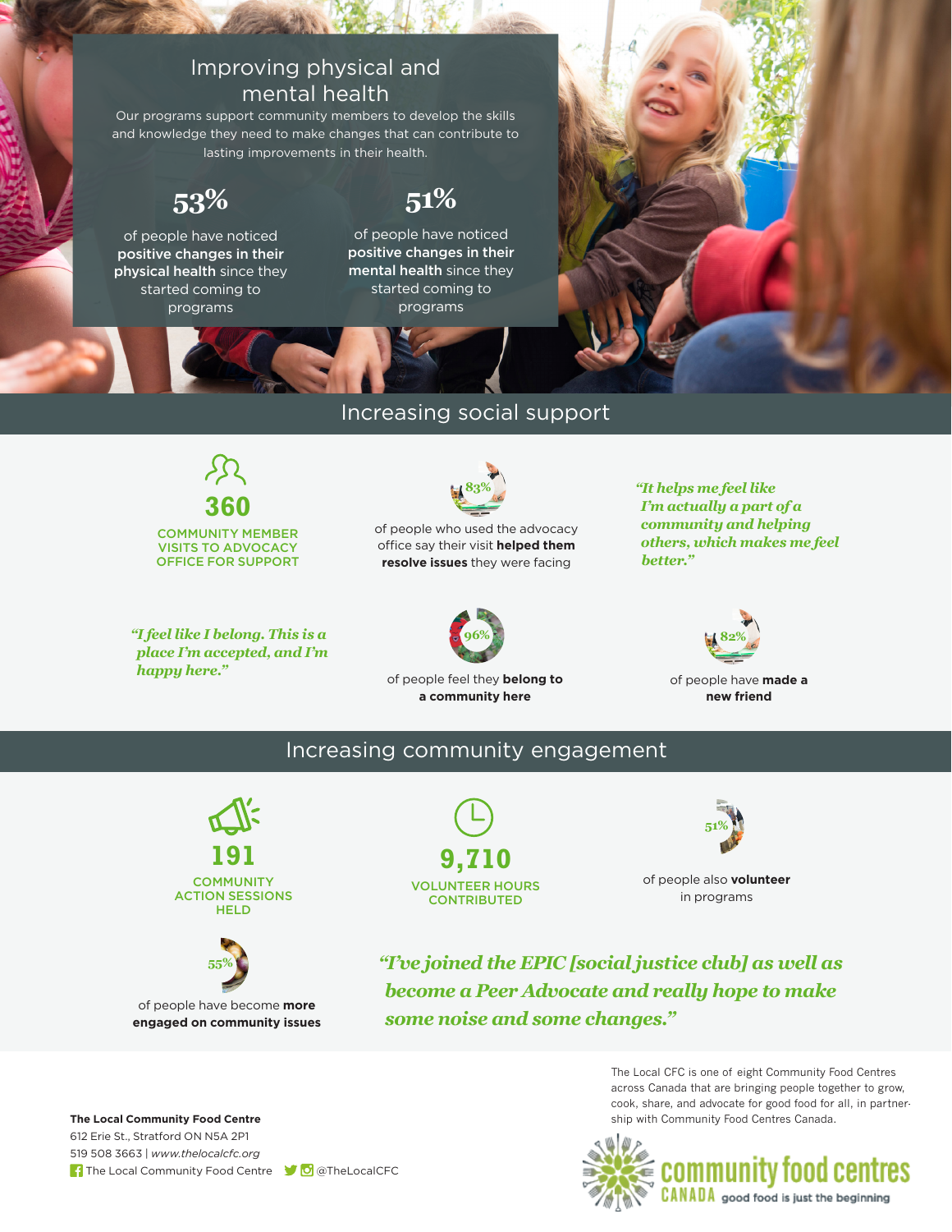## Improving physical and mental health

Our programs support community members to develop the skills and knowledge they need to make changes that can contribute to lasting improvements in their health.

**53%**

of people have noticed **positive changes in their physical health** since they started coming to programs

**51%**

of people have noticed **positive changes in their mental health** since they started coming to programs

## Increasing social support

**360**

COMMUNITY MEMBER VISITS TO ADVOCACY OFFICE FOR SUPPORT

83%

of people who used the advocacy office say their visit **helped them resolve issues** they were facing

*"It helps me feel like I'm actually a part of a community and helping others, which makes me feel better."*

*"I feel like I belong. This is a place I'm accepted, and I'm happy here."*

96%

of people feel they **belong to a community here**

82%

of people have **made a new friend**

## Increasing community engagement

**191**

COMMUNITY ACTION SESSIONS HELD

**9,710**

VOLUNTEER HOURS CONTRIBUTED

51%

of people also **volunteer** in programs

55%

of people have become **more engaged on community issues**

*"I've joined the EPIC [social justice club] as well as become a Peer Advocate and really hope to make some noise and some changes."*

The Local CFC is one of eight Community Food Centres across Canada that are bringing people together to grow, cook, share, and advocate for good food for all, in partnership with Community Food Centres Canada.

**The Local Community Food Centre**
612 Erie St., Stratford ON N5A 2P1
519 508 3663 | *www.thelocalcfc.org*
The Local Community Food Centre @TheLocalCFC

community food centres CANADA good food is just the beginning